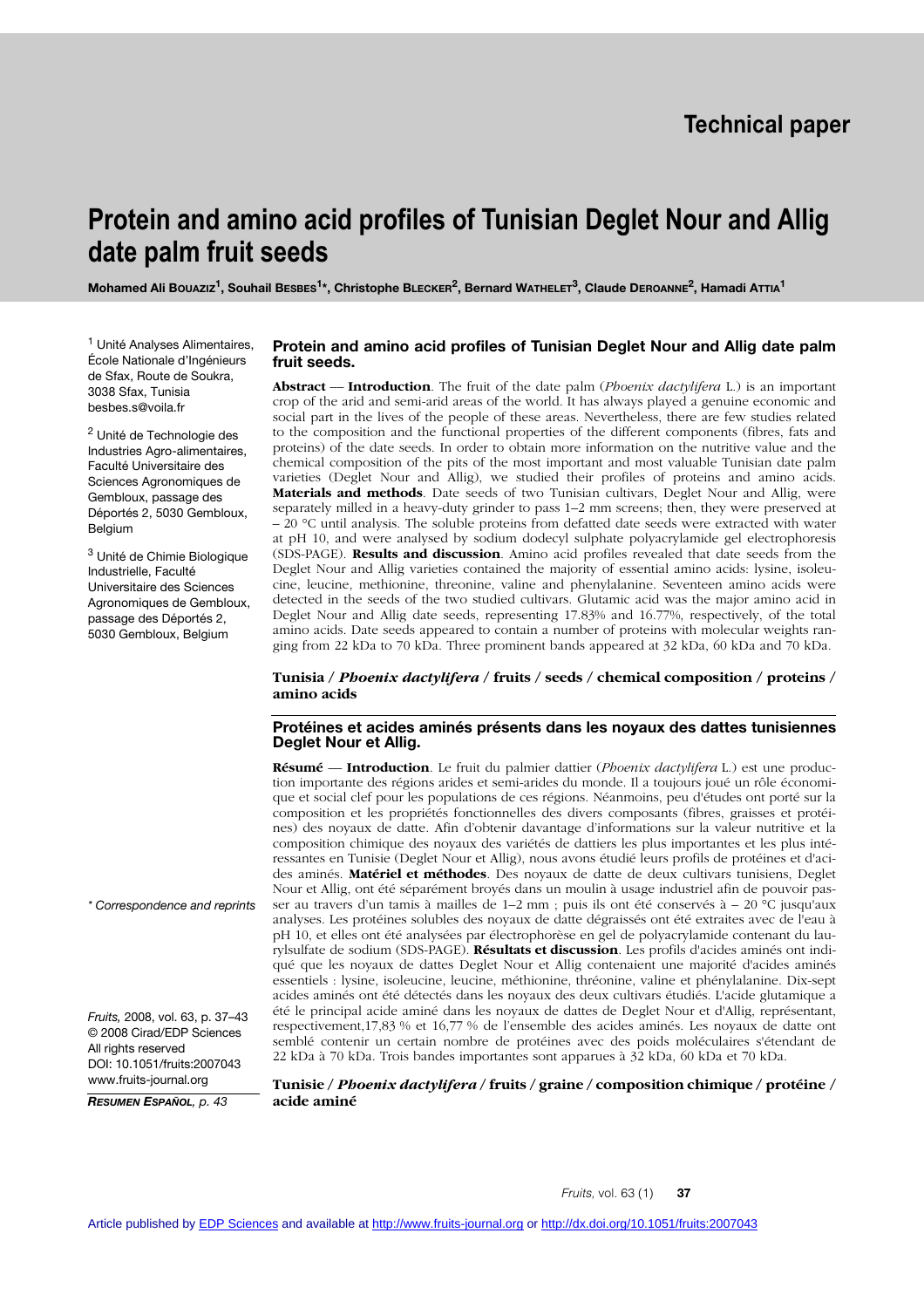Technical paper

# Protein and amino acid profiles of Tunisian Deglet Nour and Allig date palm fruit seeds

**Mohamed Ali Bouaziz[1], Souhail Besbes[1]*, Christophe Blecker[2], Bernard Wathelet[3], Claude Deroanne[2], Hamadi Attia[1]**

[1] Unité Analyses Alimentaires, École Nationale d'Ingénieurs de Sfax, Route de Soukra, 3038 Sfax, Tunisia besbes.s@voila.fr

[2] Unité de Technologie des Industries Agro-alimentaires, Faculté Universitaire des Sciences Agronomiques de Gembloux, passage des Déportés 2, 5030 Gembloux, Belgium

[3] Unité de Chimie Biologique Industrielle, Faculté Universitaire des Sciences Agronomiques de Gembloux, passage des Déportés 2, 5030 Gembloux, Belgium

\* Correspondence and reprints

*Fruits,* 2008, vol. 63, p. 37–43
© 2008 Cirad/EDP Sciences
All rights reserved
DOI: 10.1051/fruits:2007043
www.fruits-journal.org

*RESUMEN ESPAÑOL, p. 43*

## Protein and amino acid profiles of Tunisian Deglet Nour and Allig date palm fruit seeds.

**Abstract** — **Introduction**. The fruit of the date palm (*Phoenix dactylifera* L.) is an important crop of the arid and semi-arid areas of the world. It has always played a genuine economic and social part in the lives of the people of these areas. Nevertheless, there are few studies related to the composition and the functional properties of the different components (fibres, fats and proteins) of the date seeds. In order to obtain more information on the nutritive value and the chemical composition of the pits of the most important and most valuable Tunisian date palm varieties (Deglet Nour and Allig), we studied their profiles of proteins and amino acids. **Materials and methods**. Date seeds of two Tunisian cultivars, Deglet Nour and Allig, were separately milled in a heavy-duty grinder to pass 1–2 mm screens; then, they were preserved at – 20 °C until analysis. The soluble proteins from defatted date seeds were extracted with water at pH 10, and were analysed by sodium dodecyl sulphate polyacrylamide gel electrophoresis (SDS-PAGE). **Results and discussion**. Amino acid profiles revealed that date seeds from the Deglet Nour and Allig varieties contained the majority of essential amino acids: lysine, isoleucine, leucine, methionine, threonine, valine and phenylalanine. Seventeen amino acids were detected in the seeds of the two studied cultivars. Glutamic acid was the major amino acid in Deglet Nour and Allig date seeds, representing 17.83% and 16.77%, respectively, of the total amino acids. Date seeds appeared to contain a number of proteins with molecular weights ranging from 22 kDa to 70 kDa. Three prominent bands appeared at 32 kDa, 60 kDa and 70 kDa.

**Tunisia / *Phoenix dactylifera* / fruits / seeds / chemical composition / proteins / amino acids**

## Protéines et acides aminés présents dans les noyaux des dattes tunisiennes Deglet Nour et Allig.

**Résumé** — **Introduction**. Le fruit du palmier dattier (*Phoenix dactylifera* L.) est une production importante des régions arides et semi-arides du monde. Il a toujours joué un rôle économique et social clef pour les populations de ces régions. Néanmoins, peu d'études ont porté sur la composition et les propriétés fonctionnelles des divers composants (fibres, graisses et protéines) des noyaux de datte. Afin d'obtenir davantage d'informations sur la valeur nutritive et la composition chimique des noyaux des variétés de dattiers les plus importantes et les plus intéressantes en Tunisie (Deglet Nour et Allig), nous avons étudié leurs profils de protéines et d'acides aminés. **Matériel et méthodes**. Des noyaux de datte de deux cultivars tunisiens, Deglet Nour et Allig, ont été séparément broyés dans un moulin à usage industriel afin de pouvoir passer au travers d'un tamis à mailles de 1–2 mm ; puis ils ont été conservés à – 20 °C jusqu'aux analyses. Les protéines solubles des noyaux de datte dégraissés ont été extraites avec de l'eau à pH 10, et elles ont été analysées par électrophorèse en gel de polyacrylamide contenant du laurylsulfate de sodium (SDS-PAGE). **Résultats et discussion**. Les profils d'acides aminés ont indiqué que les noyaux de dattes Deglet Nour et Allig contenaient une majorité d'acides aminés essentiels : lysine, isoleucine, leucine, méthionine, thréonine, valine et phénylalanine. Dix-sept acides aminés ont été détectés dans les noyaux des deux cultivars étudiés. L'acide glutamique a été le principal acide aminé dans les noyaux de dattes de Deglet Nour et d'Allig, représentant, respectivement,17,83 % et 16,77 % de l'ensemble des acides aminés. Les noyaux de datte ont semblé contenir un certain nombre de protéines avec des poids moléculaires s'étendant de 22 kDa à 70 kDa. Trois bandes importantes sont apparues à 32 kDa, 60 kDa et 70 kDa.

**Tunisie / *Phoenix dactylifera* / fruits / graine / composition chimique / protéine / acide aminé**

Article published by EDP Sciences and available at http://www.fruits-journal.org or http://dx.doi.org/10.1051/fruits:2007043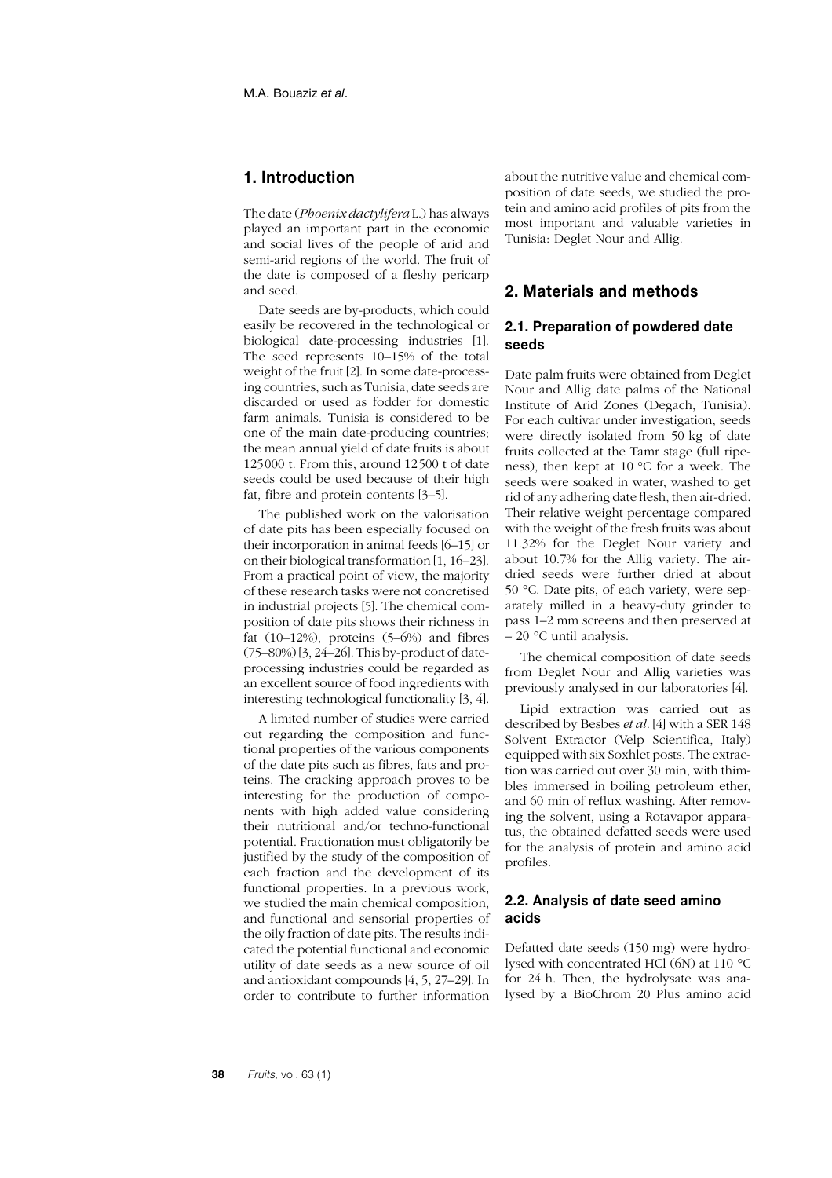## 1. Introduction

The date (*Phoenix dactylifera* L.) has always played an important part in the economic and social lives of the people of arid and semi-arid regions of the world. The fruit of the date is composed of a fleshy pericarp and seed.

Date seeds are by-products, which could easily be recovered in the technological or biological date-processing industries [1]. The seed represents 10–15% of the total weight of the fruit [2]. In some date-processing countries, such as Tunisia, date seeds are discarded or used as fodder for domestic farm animals. Tunisia is considered to be one of the main date-producing countries; the mean annual yield of date fruits is about 125000 t. From this, around 12500 t of date seeds could be used because of their high fat, fibre and protein contents [3–5].

The published work on the valorisation of date pits has been especially focused on their incorporation in animal feeds [6–15] or on their biological transformation [1, 16–23]. From a practical point of view, the majority of these research tasks were not concretised in industrial projects [5]. The chemical composition of date pits shows their richness in fat (10–12%), proteins (5–6%) and fibres (75–80%) [3, 24–26]. This by-product of date-processing industries could be regarded as an excellent source of food ingredients with interesting technological functionality [3, 4].

A limited number of studies were carried out regarding the composition and functional properties of the various components of the date pits such as fibres, fats and proteins. The cracking approach proves to be interesting for the production of components with high added value considering their nutritional and/or techno-functional potential. Fractionation must obligatorily be justified by the study of the composition of each fraction and the development of its functional properties. In a previous work, we studied the main chemical composition, and functional and sensorial properties of the oily fraction of date pits. The results indicated the potential functional and economic utility of date seeds as a new source of oil and antioxidant compounds [4, 5, 27–29]. In order to contribute to further information about the nutritive value and chemical composition of date seeds, we studied the protein and amino acid profiles of pits from the most important and valuable varieties in Tunisia: Deglet Nour and Allig.

## 2. Materials and methods

### 2.1. Preparation of powdered date seeds

Date palm fruits were obtained from Deglet Nour and Allig date palms of the National Institute of Arid Zones (Degach, Tunisia). For each cultivar under investigation, seeds were directly isolated from 50 kg of date fruits collected at the Tamr stage (full ripeness), then kept at 10 °C for a week. The seeds were soaked in water, washed to get rid of any adhering date flesh, then air-dried. Their relative weight percentage compared with the weight of the fresh fruits was about 11.32% for the Deglet Nour variety and about 10.7% for the Allig variety. The air-dried seeds were further dried at about 50 °C. Date pits, of each variety, were separately milled in a heavy-duty grinder to pass 1–2 mm screens and then preserved at – 20 °C until analysis.

The chemical composition of date seeds from Deglet Nour and Allig varieties was previously analysed in our laboratories [4].

Lipid extraction was carried out as described by Besbes *et al*. [4] with a SER 148 Solvent Extractor (Velp Scientifica, Italy) equipped with six Soxhlet posts. The extraction was carried out over 30 min, with thimbles immersed in boiling petroleum ether, and 60 min of reflux washing. After removing the solvent, using a Rotavapor apparatus, the obtained defatted seeds were used for the analysis of protein and amino acid profiles.

### 2.2. Analysis of date seed amino acids

Defatted date seeds (150 mg) were hydrolysed with concentrated HCl (6N) at 110 °C for 24 h. Then, the hydrolysate was analysed by a BioChrom 20 Plus amino acid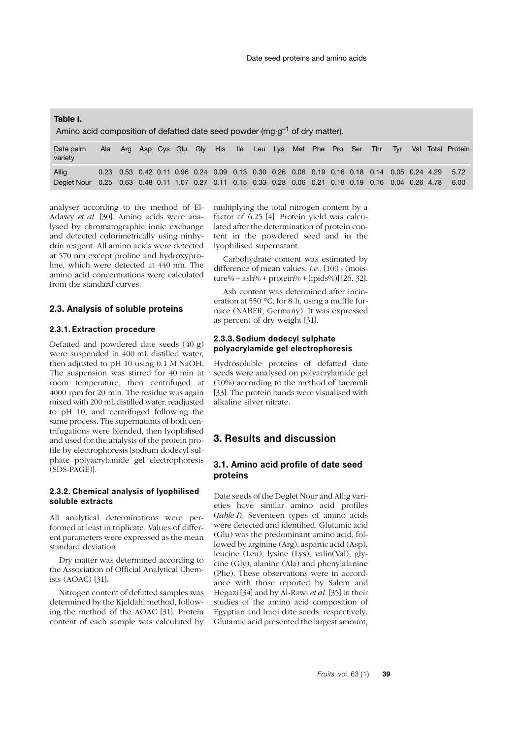**Table I.**
Amino acid composition of defatted date seed powder (mg·g$^{-1}$ of dry matter).

| Date palm variety | Ala | Arg | Asp | Cys | Glu | Gly | His | Ile | Leu | Lys | Met | Phe | Pro | Ser | Thr | Tyr | Val | Total | Protein |
|---|---|---|---|---|---|---|---|---|---|---|---|---|---|---|---|---|---|---|---|
| Allig | 0.23 | 0.53 | 0.42 | 0.11 | 0.96 | 0.24 | 0.09 | 0.13 | 0.30 | 0.26 | 0.06 | 0.19 | 0.16 | 0.18 | 0.14 | 0.05 | 0.24 | 4.29 | 5.72 |
| Deglet Nour | 0.25 | 0.63 | 0.48 | 0.11 | 1.07 | 0.27 | 0.11 | 0.15 | 0.33 | 0.28 | 0.06 | 0.21 | 0.18 | 0.19 | 0.16 | 0.04 | 0.26 | 4.78 | 6.00 |

analyser according to the method of El-Adawy *et al.* [30]. Amino acids were analysed by chromatographic ionic exchange and detected colorimetrically using ninhydrin reagent. All amino acids were detected at 570 nm except proline and hydroxyproline, which were detected at 440 nm. The amino acid concentrations were calculated from the standard curves.

## 2.3. Analysis of soluble proteins

### 2.3.1. Extraction procedure

Defatted and powdered date seeds (40 g) were suspended in 400 mL distilled water, then adjusted to pH 10 using 0.1 M NaOH. The suspension was stirred for 40 min at room temperature, then centrifuged at 4000 rpm for 20 min. The residue was again mixed with 200 mL distilled water, readjusted to pH 10, and centrifuged following the same process. The supernatants of both centrifugations were blended, then lyophilised and used for the analysis of the protein profile by electrophoresis [sodium dodecyl sulphate polyacrylamide gel electrophoresis (SDS-PAGE)].

### 2.3.2. Chemical analysis of lyophilised soluble extracts

All analytical determinations were performed at least in triplicate. Values of different parameters were expressed as the mean standard deviation.

Dry matter was determined according to the Association of Official Analytical Chemists (AOAC) [31].

Nitrogen content of defatted samples was determined by the Kjeldahl method, following the method of the AOAC [31]. Protein content of each sample was calculated by multiplying the total nitrogen content by a factor of 6.25 [4]. Protein yield was calculated after the determination of protein content in the powdered seed and in the lyophilised supernatant.

Carbohydrate content was estimated by difference of mean values, *i.e.*, [100 - (moisture% + ash% + protein% + lipids%)] [26, 32].

Ash content was determined after incineration at 550 °C, for 8 h, using a muffle furnace (NABER, Germany). It was expressed as percent of dry weight [31].

### 2.3.3. Sodium dodecyl sulphate polyacrylamide gel electrophoresis

Hydrosoluble proteins of defatted date seeds were analysed on polyacrylamide gel (10%) according to the method of Laemmli [33]. The protein bands were visualised with alkaline silver nitrate.

# 3. Results and discussion

## 3.1. Amino acid profile of date seed proteins

Date seeds of the Deglet Nour and Allig varieties have similar amino acid profiles (*table I*). Seventeen types of amino acids were detected and identified. Glutamic acid (Glu) was the predominant amino acid, followed by arginine (Arg), aspartic acid (Asp), leucine (Leu), lysine (Lys), valin(Val), glycine (Gly), alanine (Ala) and phenylalanine (Phe). These observations were in accordance with those reported by Salem and Hegazi [34] and by Al-Rawi *et al.* [35] in their studies of the amino acid composition of Egyptian and Iraqi date seeds, respectively. Glutamic acid presented the largest amount,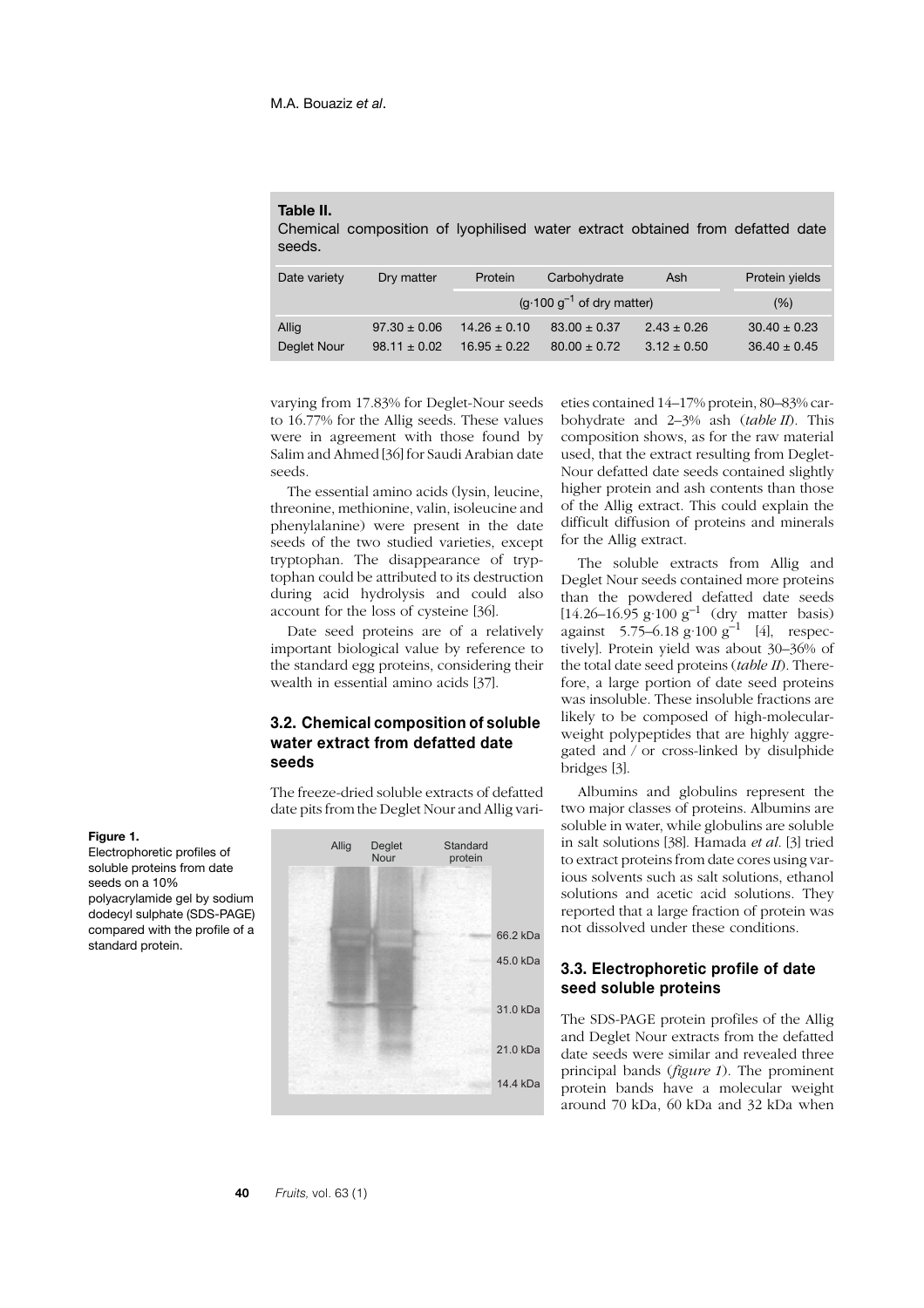**Table II.**
Chemical composition of lyophilised water extract obtained from defatted date seeds.

| Date variety | Dry matter | Protein | Carbohydrate | Ash | Protein yields |
|---|---|---|---|---|---|
| | | (g·100 g$^{-1}$ of dry matter) | | | (%) |
| Allig | 97.30 ± 0.06 | 14.26 ± 0.10 | 83.00 ± 0.37 | 2.43 ± 0.26 | 30.40 ± 0.23 |
| Deglet Nour | 98.11 ± 0.02 | 16.95 ± 0.22 | 80.00 ± 0.72 | 3.12 ± 0.50 | 36.40 ± 0.45 |

varying from 17.83% for Deglet-Nour seeds to 16.77% for the Allig seeds. These values were in agreement with those found by Salim and Ahmed [36] for Saudi Arabian date seeds.

The essential amino acids (lysin, leucine, threonine, methionine, valin, isoleucine and phenylalanine) were present in the date seeds of the two studied varieties, except tryptophan. The disappearance of tryptophan could be attributed to its destruction during acid hydrolysis and could also account for the loss of cysteine [36].

Date seed proteins are of a relatively important biological value by reference to the standard egg proteins, considering their wealth in essential amino acids [37].

### 3.2. Chemical composition of soluble water extract from defatted date seeds

The freeze-dried soluble extracts of defatted date pits from the Deglet Nour and Allig varieties contained 14–17% protein, 80–83% carbohydrate and 2–3% ash (*table II*). This composition shows, as for the raw material used, that the extract resulting from Deglet-Nour defatted date seeds contained slightly higher protein and ash contents than those of the Allig extract. This could explain the difficult diffusion of proteins and minerals for the Allig extract.

The soluble extracts from Allig and Deglet Nour seeds contained more proteins than the powdered defatted date seeds [14.26–16.95 g·100 g$^{-1}$ (dry matter basis) against 5.75–6.18 g·100 g$^{-1}$ [4], respectively]. Protein yield was about 30–36% of the total date seed proteins (*table II*). Therefore, a large portion of date seed proteins was insoluble. These insoluble fractions are likely to be composed of high-molecular-weight polypeptides that are highly aggregated and / or cross-linked by disulphide bridges [3].

Albumins and globulins represent the two major classes of proteins. Albumins are soluble in water, while globulins are soluble in salt solutions [38]. Hamada *et al.* [3] tried to extract proteins from date cores using various solvents such as salt solutions, ethanol solutions and acetic acid solutions. They reported that a large fraction of protein was not dissolved under these conditions.

**Figure 1.**
Electrophoretic profiles of soluble proteins from date seeds on a 10% polyacrylamide gel by sodium dodecyl sulphate (SDS-PAGE) compared with the profile of a standard protein.

### 3.3. Electrophoretic profile of date seed soluble proteins

The SDS-PAGE protein profiles of the Allig and Deglet Nour extracts from the defatted date seeds were similar and revealed three principal bands (*figure 1*). The prominent protein bands have a molecular weight around 70 kDa, 60 kDa and 32 kDa when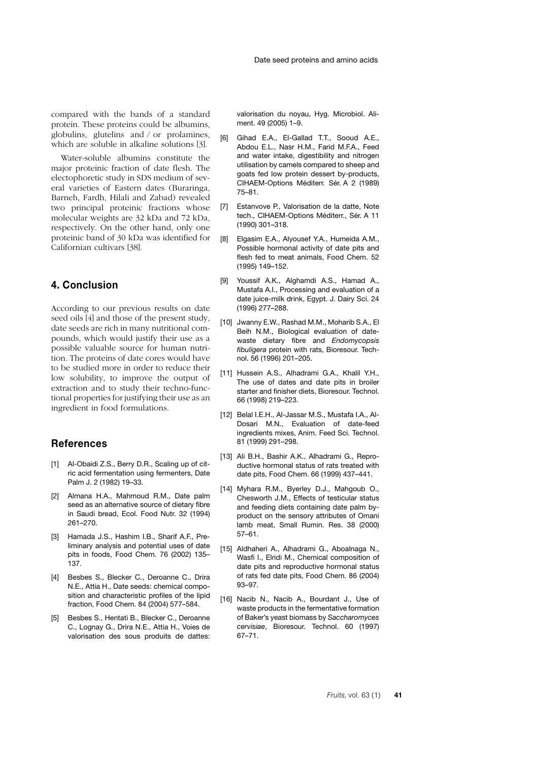compared with the bands of a standard protein. These proteins could be albumins, globulins, glutelins and / or prolamines, which are soluble in alkaline solutions [3].

Water-soluble albumins constitute the major proteinic fraction of date flesh. The electophoretic study in SDS medium of several varieties of Eastern dates (Buraringa, Barneh, Fardh, Hilali and Zabad) revealed two principal proteinic fractions whose molecular weights are 32 kDa and 72 kDa, respectively. On the other hand, only one proteinic band of 30 kDa was identified for Californian cultivars [38].

## 4. Conclusion

According to our previous results on date seed oils [4] and those of the present study, date seeds are rich in many nutritional compounds, which would justify their use as a possible valuable source for human nutrition. The proteins of date cores would have to be studied more in order to reduce their low solubility, to improve the output of extraction and to study their techno-functional properties for justifying their use as an ingredient in food formulations.

## References

[1] Al-Obaidi Z.S., Berry D.R., Scaling up of citric acid fermentation using fermenters, Date Palm J. 2 (1982) 19–33.

[2] Almana H.A., Mahmoud R.M., Date palm seed as an alternative source of dietary fibre in Saudi bread, Ecol. Food Nutr. 32 (1994) 261–270.

[3] Hamada J.S., Hashim I.B., Sharif A.F., Preliminary analysis and potential uses of date pits in foods, Food Chem. 76 (2002) 135–137.

[4] Besbes S., Blecker C., Deroanne C., Drira N.E., Attia H., Date seeds: chemical composition and characteristic profiles of the lipid fraction, Food Chem. 84 (2004) 577–584.

[5] Besbes S., Hentati B., Blecker C., Deroanne C., Lognay G., Drira N.E., Attia H., Voies de valorisation des sous produits de dattes: valorisation du noyau, Hyg. Microbiol. Aliment. 49 (2005) 1–9.

[6] Gihad E.A., El-Gallad T.T., Sooud A.E., Abdou E.L., Nasr H.M., Farid M.F.A., Feed and water intake, digestibility and nitrogen utilisation by camels compared to sheep and goats fed low protein dessert by-products, CIHAEM-Options Méditerr. Sér. A 2 (1989) 75–81.

[7] Estanvove P., Valorisation de la datte, Note tech., CIHAEM-Options Méditerr., Sér. A 11 (1990) 301–318.

[8] Elgasim E.A., Alyousef Y.A., Humeida A.M., Possible hormonal activity of date pits and flesh fed to meat animals, Food Chem. 52 (1995) 149–152.

[9] Youssif A.K., Alghamdi A.S., Hamad A., Mustafa A.I., Processing and evaluation of a date juice-milk drink, Egypt. J. Dairy Sci. 24 (1996) 277–288.

[10] Jwanny E.W., Rashad M.M., Moharib S.A., El Beih N.M., Biological evaluation of date-waste dietary fibre and *Endomycopsis fibuligera* protein with rats, Bioresour. Technol. 56 (1996) 201–205.

[11] Hussein A.S., Alhadrami G.A., Khalil Y.H., The use of dates and date pits in broiler starter and finisher diets, Bioresour. Technol. 66 (1998) 219–223.

[12] Belal I.E.H., Al-Jassar M.S., Mustafa I.A., Al-Dosari M.N., Evaluation of date-feed ingredients mixes, Anim. Feed Sci. Technol. 81 (1999) 291–298.

[13] Ali B.H., Bashir A.K., Alhadrami G., Reproductive hormonal status of rats treated with date pits, Food Chem. 66 (1999) 437–441.

[14] Myhara R.M., Byerley D.J., Mahgoub O., Chesworth J.M., Effects of testicular status and feeding diets containing date palm by-product on the sensory attributes of Omani lamb meat, Small Rumin. Res. 38 (2000) 57–61.

[15] Aldhaheri A., Alhadrami G., Aboalnaga N., Wasfi I., Elridi M., Chemical composition of date pits and reproductive hormonal status of rats fed date pits, Food Chem. 86 (2004) 93–97.

[16] Nacib N., Nacib A., Bourdant J., Use of waste products in the fermentative formation of Baker's yeast biomass by *Saccharomyces cervisiae*, Bioresour. Technol. 60 (1997) 67–71.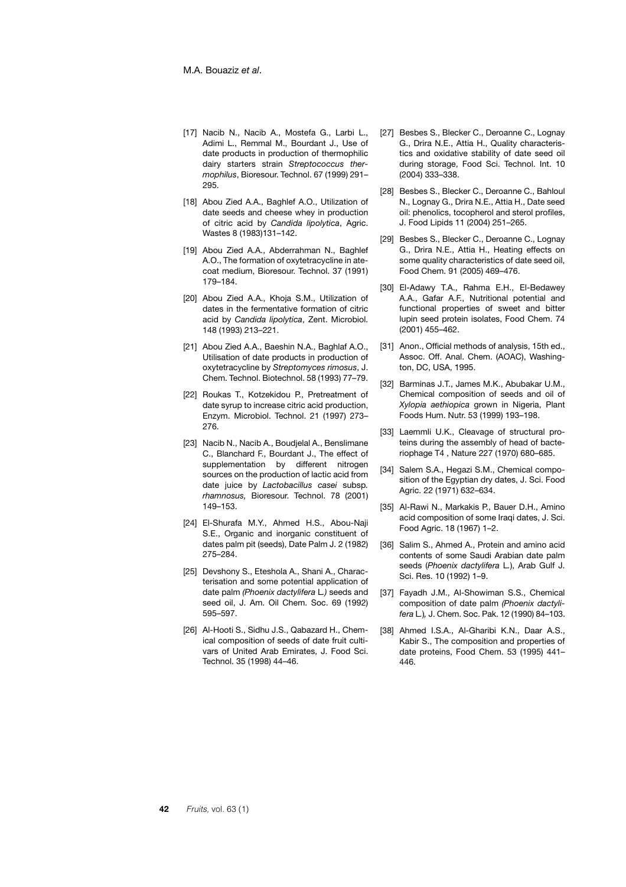[17] Nacib N., Nacib A., Mostefa G., Larbi L., Adimi L., Remmal M., Bourdant J., Use of date products in production of thermophilic dairy starters strain *Streptococcus thermophilus*, Bioresour. Technol. 67 (1999) 291–295.

[18] Abou Zied A.A., Baghlef A.O., Utilization of date seeds and cheese whey in production of citric acid by *Candida lipolytica*, Agric. Wastes 8 (1983)131–142.

[19] Abou Zied A.A., Abderrahman N., Baghlef A.O., The formation of oxytetracycline in atecoat medium, Bioresour. Technol. 37 (1991) 179–184.

[20] Abou Zied A.A., Khoja S.M., Utilization of dates in the fermentative formation of citric acid by *Candida lipolytica*, Zent. Microbiol. 148 (1993) 213–221.

[21] Abou Zied A.A., Baeshin N.A., Baghlaf A.O., Utilisation of date products in production of oxytetracycline by *Streptomyces rimosus*, J. Chem. Technol. Biotechnol. 58 (1993) 77–79.

[22] Roukas T., Kotzekidou P., Pretreatment of date syrup to increase citric acid production, Enzym. Microbiol. Technol. 21 (1997) 273–276.

[23] Nacib N., Nacib A., Boudjelal A., Benslimane C., Blanchard F., Bourdant J., The effect of supplementation by different nitrogen sources on the production of lactic acid from date juice by *Lactobacillus casei* subsp. *rhamnosus,* Bioresour. Technol. 78 (2001) 149–153.

[24] El-Shurafa M.Y., Ahmed H.S., Abou-Naji S.E., Organic and inorganic constituent of dates palm pit (seeds), Date Palm J. 2 (1982) 275–284.

[25] Devshony S., Eteshola A., Shani A., Characterisation and some potential application of date palm *(Phoenix dactylifera* L*.)* seeds and seed oil, J. Am. Oil Chem. Soc. 69 (1992) 595–597.

[26] Al-Hooti S., Sidhu J.S., Qabazard H., Chemical composition of seeds of date fruit cultivars of United Arab Emirates, J. Food Sci. Technol. 35 (1998) 44–46.

[27] Besbes S., Blecker C., Deroanne C., Lognay G., Drira N.E., Attia H., Quality characteristics and oxidative stability of date seed oil during storage, Food Sci. Technol. Int. 10 (2004) 333–338.

[28] Besbes S., Blecker C., Deroanne C., Bahloul N., Lognay G., Drira N.E., Attia H., Date seed oil: phenolics, tocopherol and sterol profiles, J. Food Lipids 11 (2004) 251–265.

[29] Besbes S., Blecker C., Deroanne C., Lognay G., Drira N.E., Attia H., Heating effects on some quality characteristics of date seed oil, Food Chem. 91 (2005) 469–476.

[30] El-Adawy T.A., Rahma E.H., El-Bedawey A.A., Gafar A.F., Nutritional potential and functional properties of sweet and bitter lupin seed protein isolates, Food Chem. 74 (2001) 455–462.

[31] Anon., Official methods of analysis, 15th ed., Assoc. Off. Anal. Chem. (AOAC), Washington, DC, USA, 1995.

[32] Barminas J.T., James M.K., Abubakar U.M., Chemical composition of seeds and oil of *Xylopia aethiopica* grown in Nigeria, Plant Foods Hum. Nutr. 53 (1999) 193–198.

[33] Laemmli U.K., Cleavage of structural proteins during the assembly of head of bacteriophage T4 , Nature 227 (1970) 680–685.

[34] Salem S.A., Hegazi S.M., Chemical composition of the Egyptian dry dates, J. Sci. Food Agric. 22 (1971) 632–634.

[35] Al-Rawi N., Markakis P., Bauer D.H., Amino acid composition of some Iraqi dates, J. Sci. Food Agric. 18 (1967) 1–2.

[36] Salim S., Ahmed A., Protein and amino acid contents of some Saudi Arabian date palm seeds (*Phoenix dactylifera* L.), Arab Gulf J. Sci. Res. 10 (1992) 1–9.

[37] Fayadh J.M., Al-Showiman S.S., Chemical composition of date palm *(Phoenix dactylifera* L.)*,* J. Chem. Soc. Pak. 12 (1990) 84–103.

[38] Ahmed I.S.A., Al-Gharibi K.N., Daar A.S., Kabir S., The composition and properties of date proteins, Food Chem. 53 (1995) 441–446.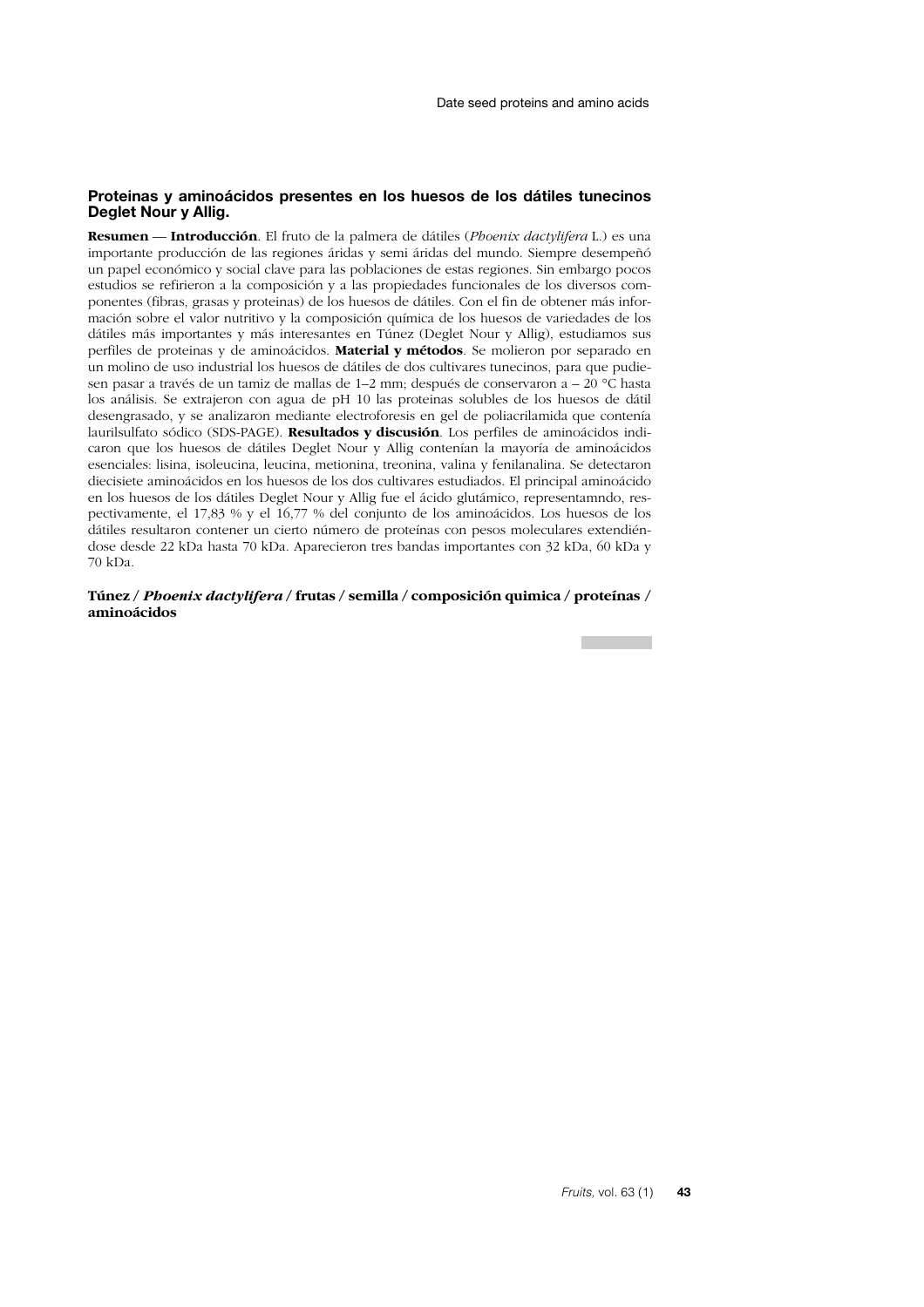## Proteinas y aminoácidos presentes en los huesos de los dátiles tunecinos Deglet Nour y Allig.

**Resumen** — **Introducción**. El fruto de la palmera de dátiles (*Phoenix dactylifera* L.) es una importante producción de las regiones áridas y semi áridas del mundo. Siempre desempeñó un papel económico y social clave para las poblaciones de estas regiones. Sin embargo pocos estudios se refirieron a la composición y a las propiedades funcionales de los diversos componentes (fibras, grasas y proteinas) de los huesos de dátiles. Con el fin de obtener más información sobre el valor nutritivo y la composición química de los huesos de variedades de los dátiles más importantes y más interesantes en Túnez (Deglet Nour y Allig), estudiamos sus perfiles de proteinas y de aminoácidos. **Material y métodos**. Se molieron por separado en un molino de uso industrial los huesos de dátiles de dos cultivares tunecinos, para que pudiesen pasar a través de un tamiz de mallas de 1–2 mm; después de conservaron a – 20 °C hasta los análisis. Se extrajeron con agua de pH 10 las proteinas solubles de los huesos de dátil desengrasado, y se analizaron mediante electroforesis en gel de poliacrilamida que contenía laurilsulfato sódico (SDS-PAGE). **Resultados y discusión**. Los perfiles de aminoácidos indicaron que los huesos de dátiles Deglet Nour y Allig contenían la mayoría de aminoácidos esenciales: lisina, isoleucina, leucina, metionina, treonina, valina y fenilanalina. Se detectaron diecisiete aminoácidos en los huesos de los dos cultivares estudiados. El principal aminoácido en los huesos de los dátiles Deglet Nour y Allig fue el ácido glutámico, representamndo, respectivamente, el 17,83 % y el 16,77 % del conjunto de los aminoácidos. Los huesos de los dátiles resultaron contener un cierto número de proteínas con pesos moleculares extendiéndose desde 22 kDa hasta 70 kDa. Aparecieron tres bandas importantes con 32 kDa, 60 kDa y 70 kDa.

**Túnez / *Phoenix dactylifera* / frutas / semilla / composición quimica / proteínas / aminoácidos**